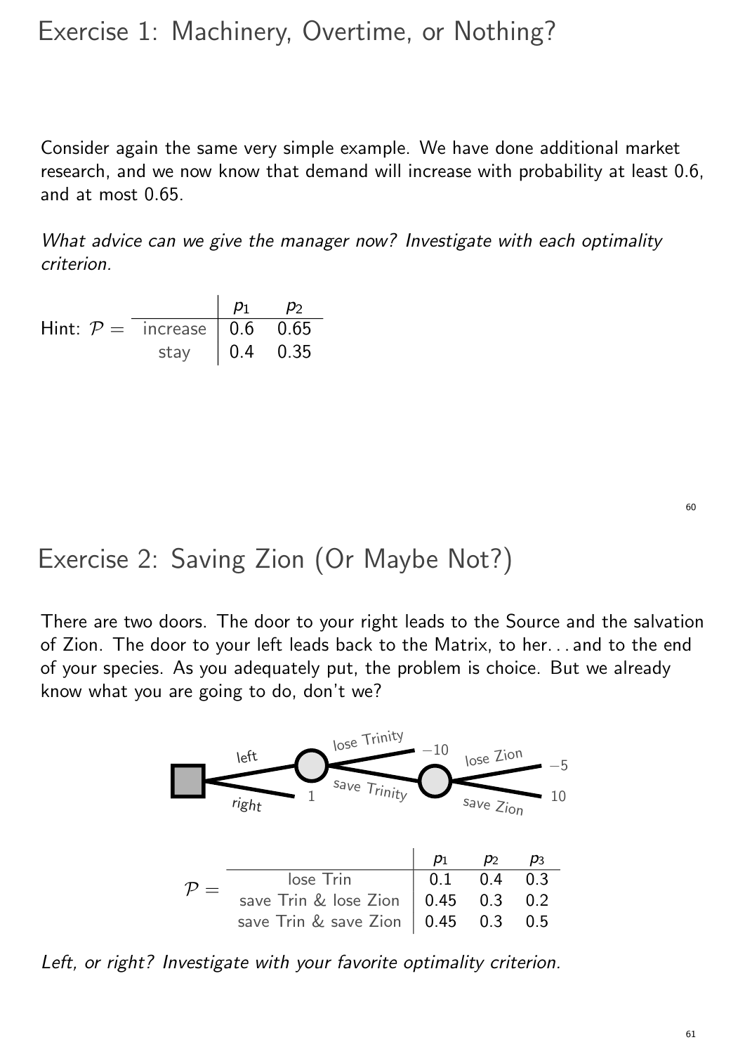# Exercise 1: Machinery, Overtime, or Nothing?

Consider again the same very simple example. We have done additional market research, and we now know that demand will increase with probability at least 0.6, and at most 0.65.

*What advice can we give the manager now? Investigate with each optimality criterion.*

Hint: $\mathcal{P} =$

| | $p_1$ | $p_2$ |
|---|---|---|
| increase | 0.6 | 0.65 |
| stay | 0.4 | 0.35 |

# Exercise 2: Saving Zion (Or Maybe Not?)

There are two doors. The door to your right leads to the Source and the salvation of Zion. The door to your left leads back to the Matrix, to her... and to the end of your species. As you adequately put, the problem is choice. But we already know what you are going to do, don't we?

left — lose Trinity: $-10$; save Trinity — lose Zion: $-5$; save Zion: $10$

right: $1$

$\mathcal{P} =$

| | $p_1$ | $p_2$ | $p_3$ |
|---|---|---|---|
| lose Trin | 0.1 | 0.4 | 0.3 |
| save Trin & lose Zion | 0.45 | 0.3 | 0.2 |
| save Trin & save Zion | 0.45 | 0.3 | 0.5 |

*Left, or right? Investigate with your favorite optimality criterion.*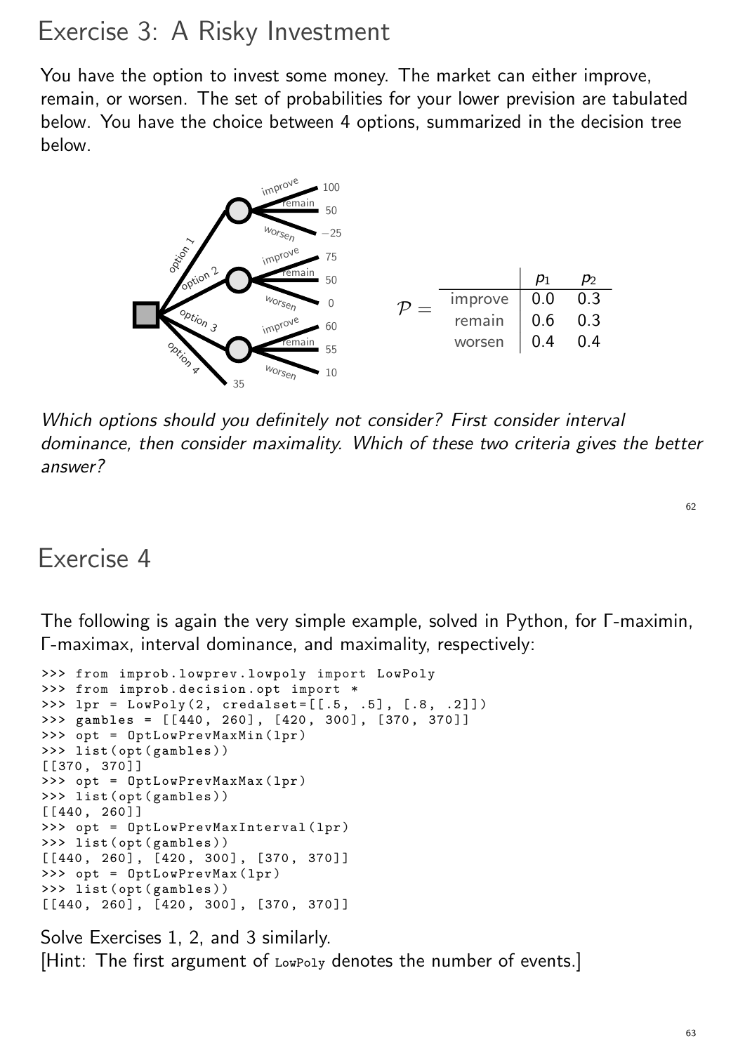# Exercise 3: A Risky Investment

You have the option to invest some money. The market can either improve, remain, or worsen. The set of probabilities for your lower prevision are tabulated below. You have the choice between 4 options, summarized in the decision tree below.

- option 1: improve → 100, remain → 50, worsen → −25
- option 2: improve → 75, remain → 50, worsen → 0
- option 3: improve → 60, remain → 55, worsen → 10
- option 4: 35

$\mathcal{P} =$

| | $p_1$ | $p_2$ |
|---|---|---|
| improve | 0.0 | 0.3 |
| remain | 0.6 | 0.3 |
| worsen | 0.4 | 0.4 |

*Which options should you definitely not consider? First consider interval dominance, then consider maximality. Which of these two criteria gives the better answer?*

# Exercise 4

The following is again the very simple example, solved in Python, for Γ-maximin, Γ-maximax, interval dominance, and maximality, respectively:

```
>>> from improb.lowprev.lowpoly import LowPoly
>>> from improb.decision.opt import *
>>> lpr = LowPoly(2, credalset=[[.5, .5], [.8, .2]])
>>> gambles = [[440, 260], [420, 300], [370, 370]]
>>> opt = OptLowPrevMaxMin(lpr)
>>> list(opt(gambles))
[[370, 370]]
>>> opt = OptLowPrevMaxMax(lpr)
>>> list(opt(gambles))
[[440, 260]]
>>> opt = OptLowPrevMaxInterval(lpr)
>>> list(opt(gambles))
[[440, 260], [420, 300], [370, 370]]
>>> opt = OptLowPrevMax(lpr)
>>> list(opt(gambles))
[[440, 260], [420, 300], [370, 370]]
```

Solve Exercises 1, 2, and 3 similarly.
[Hint: The first argument of `LowPoly` denotes the number of events.]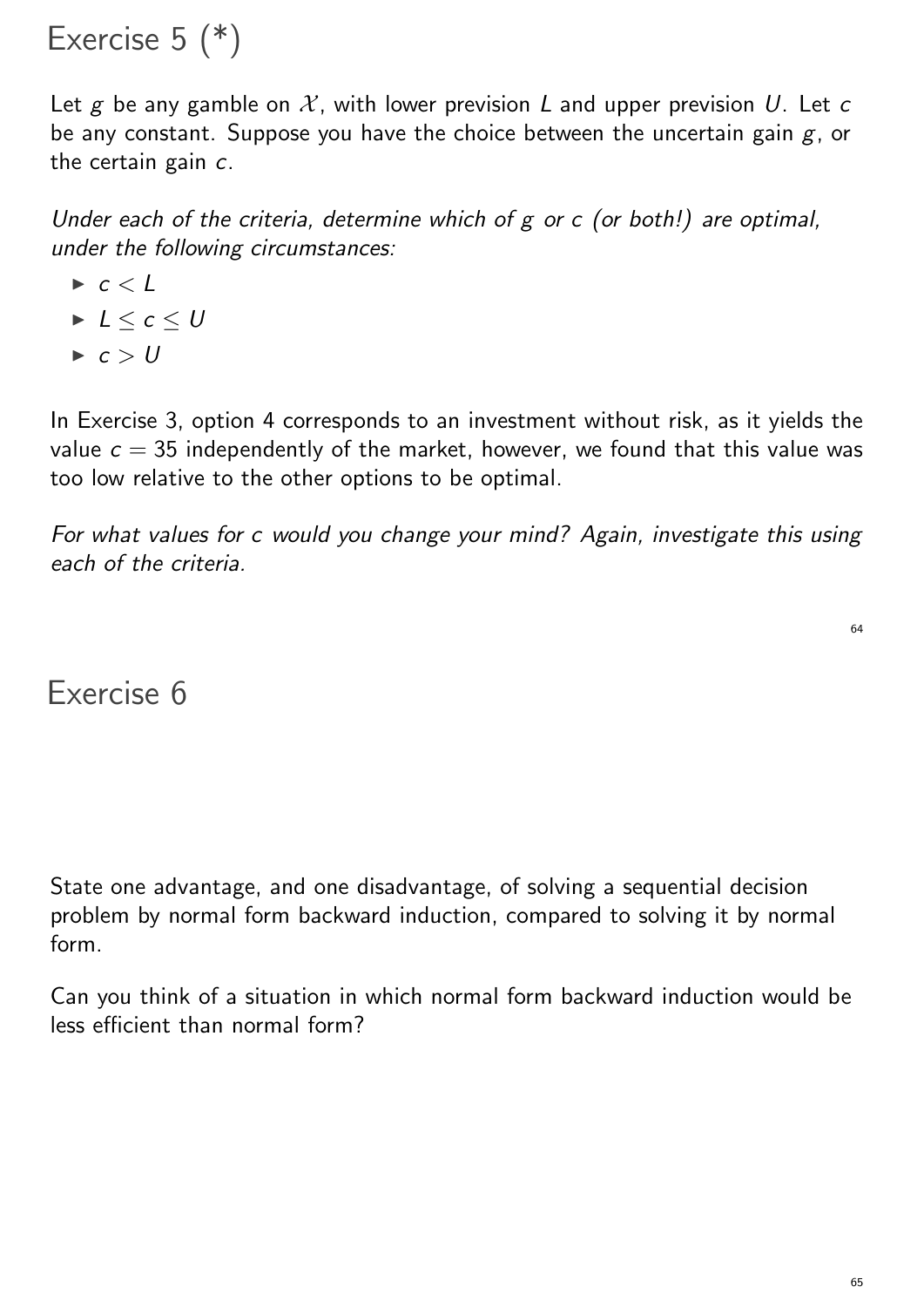# Exercise 5 (*)

Let $g$ be any gamble on $\mathcal{X}$, with lower prevision $L$ and upper prevision $U$. Let $c$ be any constant. Suppose you have the choice between the uncertain gain $g$, or the certain gain $c$.

*Under each of the criteria, determine which of g or c (or both!) are optimal, under the following circumstances:*

- $c < L$
- $L \leq c \leq U$
- $c > U$

In Exercise 3, option 4 corresponds to an investment without risk, as it yields the value $c = 35$ independently of the market, however, we found that this value was too low relative to the other options to be optimal.

*For what values for c would you change your mind? Again, investigate this using each of the criteria.*

# Exercise 6

State one advantage, and one disadvantage, of solving a sequential decision problem by normal form backward induction, compared to solving it by normal form.

Can you think of a situation in which normal form backward induction would be less efficient than normal form?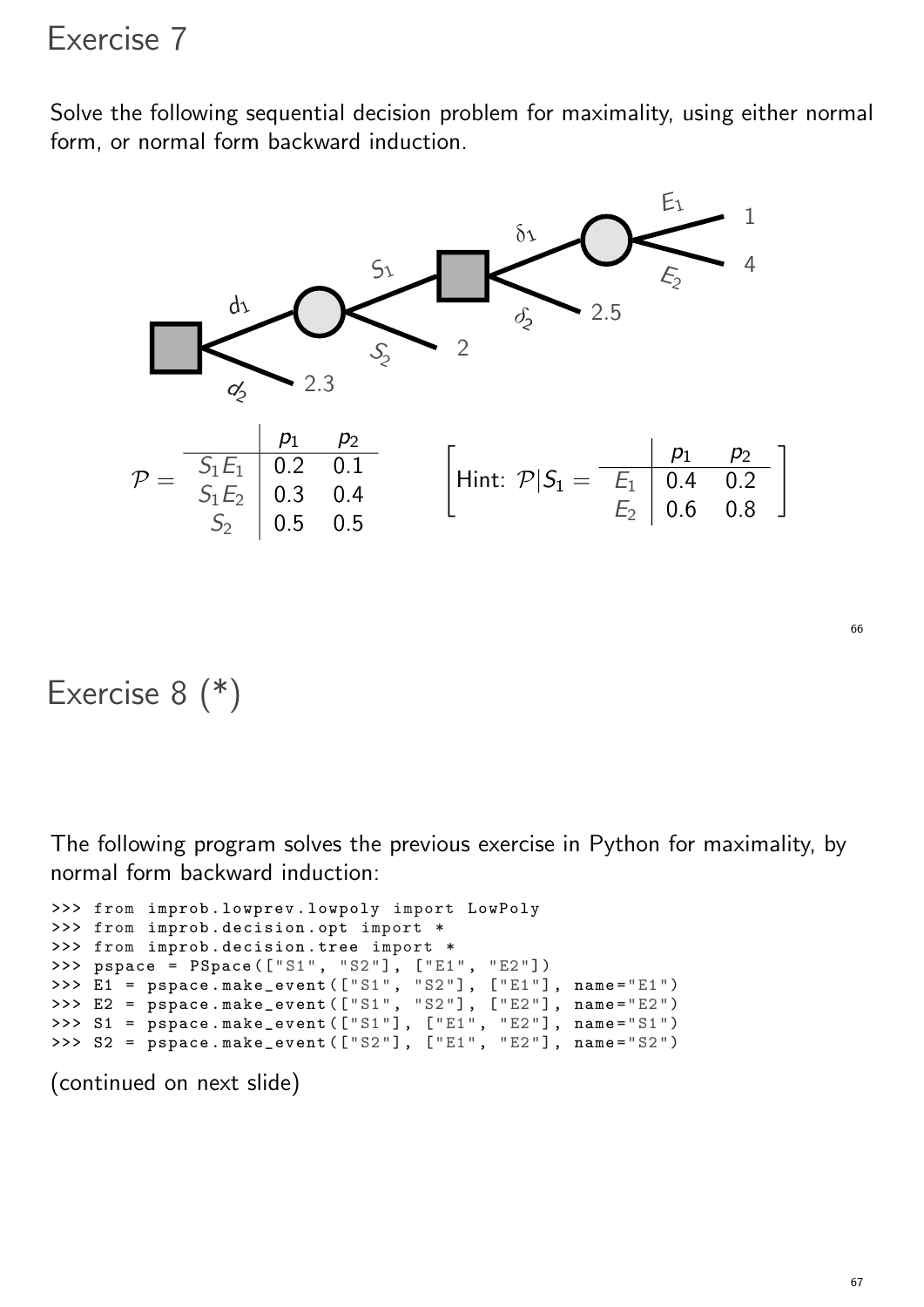# Exercise 7

Solve the following sequential decision problem for maximality, using either normal form, or normal form backward induction.

$$\mathcal{P} = \begin{array}{c|cc} & p_1 & p_2 \\ \hline S_1E_1 & 0.2 & 0.1 \\ S_1E_2 & 0.3 & 0.4 \\ S_2 & 0.5 & 0.5 \end{array}$$

$$\left[\text{Hint: } \mathcal{P}|S_1 = \begin{array}{c|cc} & p_1 & p_2 \\ \hline E_1 & 0.4 & 0.2 \\ E_2 & 0.6 & 0.8 \end{array}\right]$$

# Exercise 8 (*)

The following program solves the previous exercise in Python for maximality, by normal form backward induction:

```
>>> from improb.lowprev.lowpoly import LowPoly
>>> from improb.decision.opt import *
>>> from improb.decision.tree import *
>>> pspace = PSpace(["S1", "S2"], ["E1", "E2"])
>>> E1 = pspace.make_event(["S1", "S2"], ["E1"], name="E1")
>>> E2 = pspace.make_event(["S1", "S2"], ["E2"], name="E2")
>>> S1 = pspace.make_event(["S1"], ["E1", "E2"], name="S1")
>>> S2 = pspace.make_event(["S2"], ["E1", "E2"], name="S2")
```

(continued on next slide)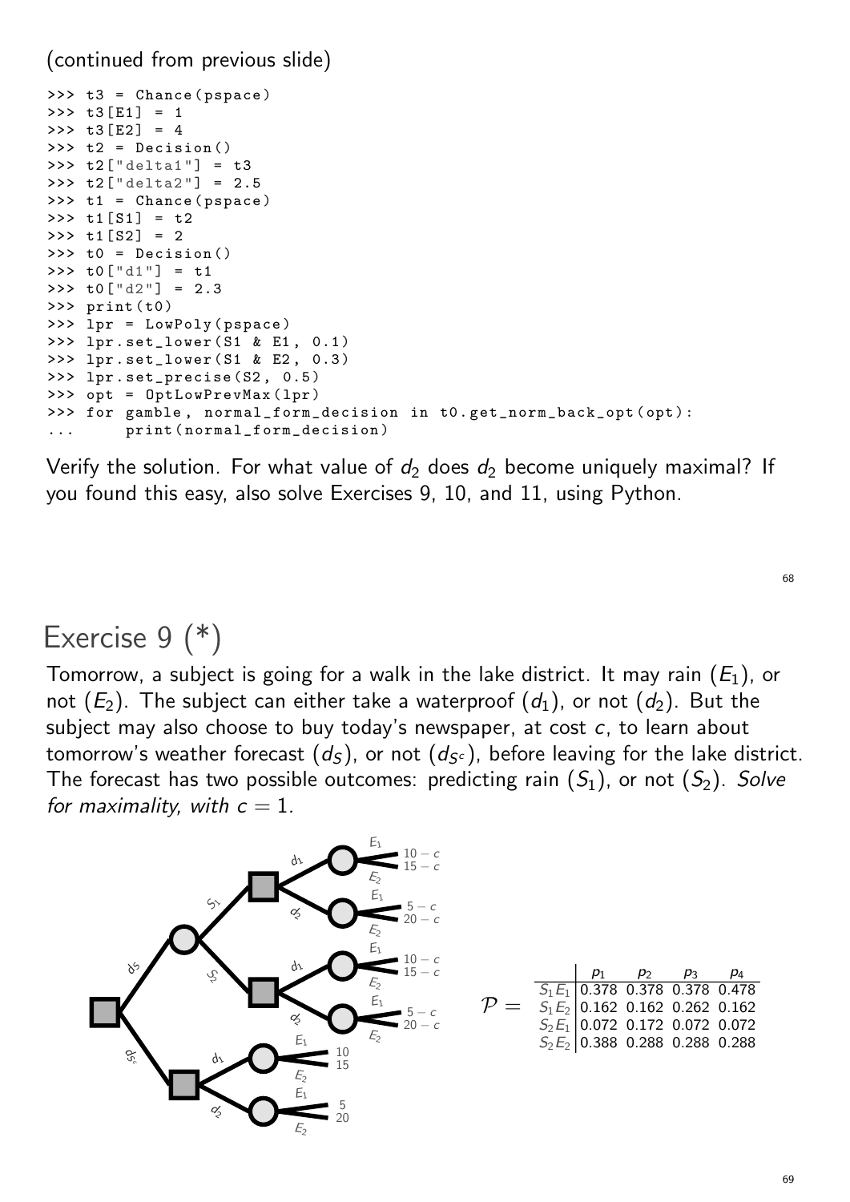(continued from previous slide)

```
>>> t3 = Chance(pspace)
>>> t3[E1] = 1
>>> t3[E2] = 4
>>> t2 = Decision()
>>> t2["delta1"] = t3
>>> t2["delta2"] = 2.5
>>> t1 = Chance(pspace)
>>> t1[S1] = t2
>>> t1[S2] = 2
>>> t0 = Decision()
>>> t0["d1"] = t1
>>> t0["d2"] = 2.3
>>> print(t0)
>>> lpr = LowPoly(pspace)
>>> lpr.set_lower(S1 & E1, 0.1)
>>> lpr.set_lower(S1 & E2, 0.3)
>>> lpr.set_precise(S2, 0.5)
>>> opt = OptLowPrevMax(lpr)
>>> for gamble, normal_form_decision in t0.get_norm_back_opt(opt):
...     print(normal_form_decision)
```

Verify the solution. For what value of $d_2$ does $d_2$ become uniquely maximal? If you found this easy, also solve Exercises 9, 10, and 11, using Python.

# Exercise 9 (*)

Tomorrow, a subject is going for a walk in the lake district. It may rain ($E_1$), or not ($E_2$). The subject can either take a waterproof ($d_1$), or not ($d_2$). But the subject may also choose to buy today's newspaper, at cost $c$, to learn about tomorrow's weather forecast ($d_S$), or not ($d_{S^c}$), before leaving for the lake district. The forecast has two possible outcomes: predicting rain ($S_1$), or not ($S_2$). *Solve for maximality, with $c = 1$.*

Decision tree:

- $d_S$:
  - $S_1$:
    - $d_1$: $E_1$: $10 - c$; $E_2$: $15 - c$
    - $d_2$: $E_1$: $5 - c$; $E_2$: $20 - c$
  - $S_2$:
    - $d_1$: $E_1$: $10 - c$; $E_2$: $15 - c$
    - $d_2$: $E_1$: $5 - c$; $E_2$: $20 - c$
- $d_{S^c}$:
  - $d_1$: $E_1$: $10$; $E_2$: $15$
  - $d_2$: $E_1$: $5$; $E_2$: $20$

$\mathcal{P} =$

| | $p_1$ | $p_2$ | $p_3$ | $p_4$ |
|---|---|---|---|---|
| $S_1E_1$ | 0.378 | 0.378 | 0.378 | 0.478 |
| $S_1E_2$ | 0.162 | 0.162 | 0.262 | 0.162 |
| $S_2E_1$ | 0.072 | 0.172 | 0.072 | 0.072 |
| $S_2E_2$ | 0.388 | 0.288 | 0.288 | 0.288 |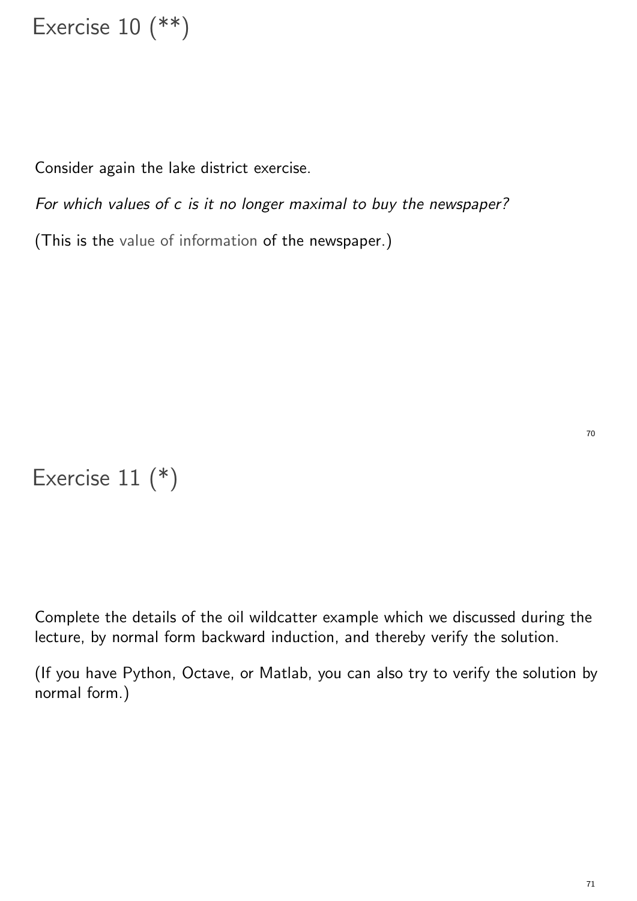# Exercise 10 (**)

Consider again the lake district exercise.

*For which values of $c$ is it no longer maximal to buy the newspaper?*

(This is the value of information of the newspaper.)

# Exercise 11 (*)

Complete the details of the oil wildcatter example which we discussed during the lecture, by normal form backward induction, and thereby verify the solution.

(If you have Python, Octave, or Matlab, you can also try to verify the solution by normal form.)